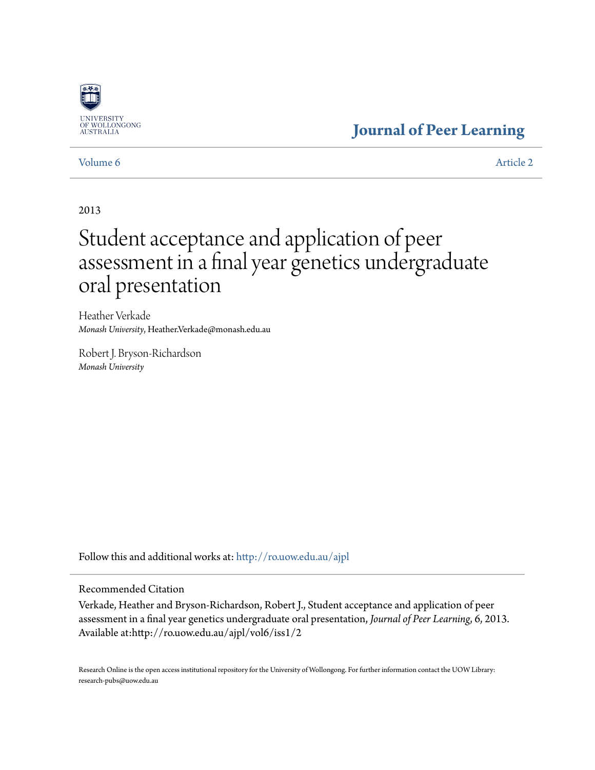UNIVERSITY
OF WOLLONGONG
AUSTRALIA

**Journal of Peer Learning**

Volume 6 Article 2

2013

# Student acceptance and application of peer assessment in a final year genetics undergraduate oral presentation

Heather Verkade
*Monash University*, Heather.Verkade@monash.edu.au

Robert J. Bryson-Richardson
*Monash University*

Follow this and additional works at: http://ro.uow.edu.au/ajpl

## Recommended Citation

Verkade, Heather and Bryson-Richardson, Robert J., Student acceptance and application of peer assessment in a final year genetics undergraduate oral presentation, *Journal of Peer Learning*, 6, 2013.
Available at:http://ro.uow.edu.au/ajpl/vol6/iss1/2

Research Online is the open access institutional repository for the University of Wollongong. For further information contact the UOW Library: research-pubs@uow.edu.au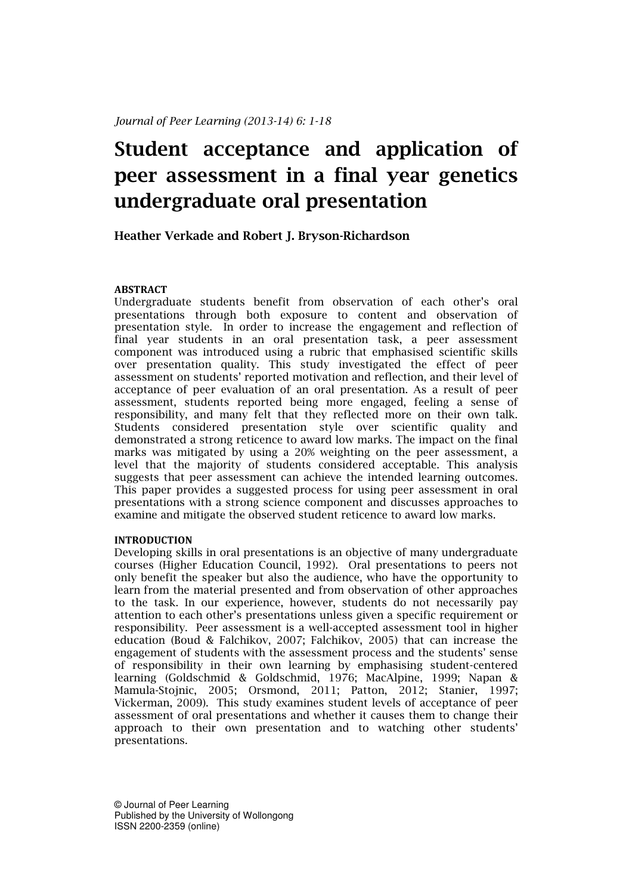*Journal of Peer Learning (2013-14) 6: 1-18*

# Student acceptance and application of peer assessment in a final year genetics undergraduate oral presentation

**Heather Verkade and Robert J. Bryson-Richardson**

#### ABSTRACT

Undergraduate students benefit from observation of each other's oral presentations through both exposure to content and observation of presentation style. In order to increase the engagement and reflection of final year students in an oral presentation task, a peer assessment component was introduced using a rubric that emphasised scientific skills over presentation quality. This study investigated the effect of peer assessment on students' reported motivation and reflection, and their level of acceptance of peer evaluation of an oral presentation. As a result of peer assessment, students reported being more engaged, feeling a sense of responsibility, and many felt that they reflected more on their own talk. Students considered presentation style over scientific quality and demonstrated a strong reticence to award low marks. The impact on the final marks was mitigated by using a 20% weighting on the peer assessment, a level that the majority of students considered acceptable. This analysis suggests that peer assessment can achieve the intended learning outcomes. This paper provides a suggested process for using peer assessment in oral presentations with a strong science component and discusses approaches to examine and mitigate the observed student reticence to award low marks.

#### INTRODUCTION

Developing skills in oral presentations is an objective of many undergraduate courses (Higher Education Council, 1992). Oral presentations to peers not only benefit the speaker but also the audience, who have the opportunity to learn from the material presented and from observation of other approaches to the task. In our experience, however, students do not necessarily pay attention to each other's presentations unless given a specific requirement or responsibility. Peer assessment is a well-accepted assessment tool in higher education (Boud & Falchikov, 2007; Falchikov, 2005) that can increase the engagement of students with the assessment process and the students' sense of responsibility in their own learning by emphasising student-centered learning (Goldschmid & Goldschmid, 1976; MacAlpine, 1999; Napan & Mamula-Stojnic, 2005; Orsmond, 2011; Patton, 2012; Stanier, 1997; Vickerman, 2009). This study examines student levels of acceptance of peer assessment of oral presentations and whether it causes them to change their approach to their own presentation and to watching other students' presentations.

© Journal of Peer Learning
Published by the University of Wollongong
ISSN 2200-2359 (online)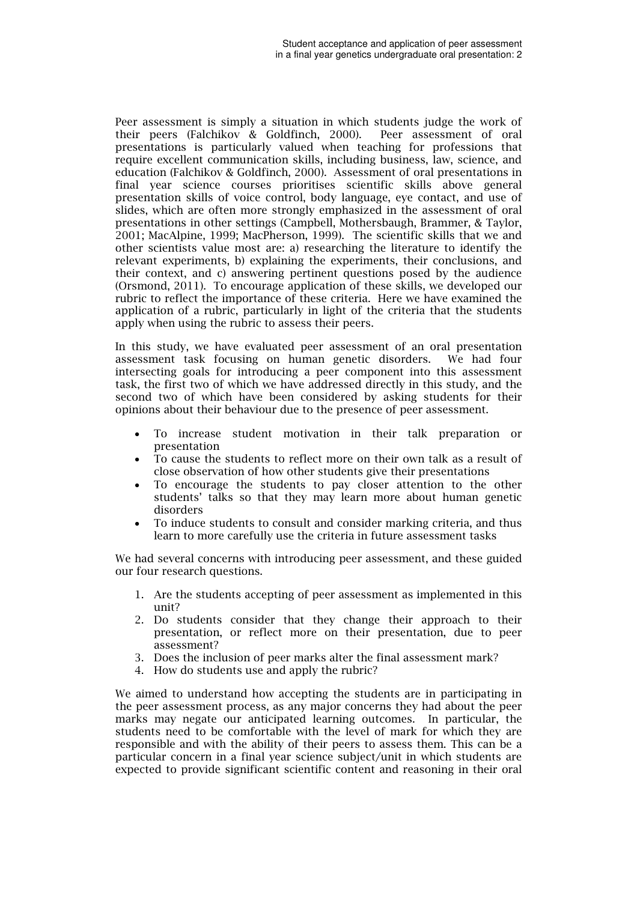Peer assessment is simply a situation in which students judge the work of their peers (Falchikov & Goldfinch, 2000). Peer assessment of oral presentations is particularly valued when teaching for professions that require excellent communication skills, including business, law, science, and education (Falchikov & Goldfinch, 2000). Assessment of oral presentations in final year science courses prioritises scientific skills above general presentation skills of voice control, body language, eye contact, and use of slides, which are often more strongly emphasized in the assessment of oral presentations in other settings (Campbell, Mothersbaugh, Brammer, & Taylor, 2001; MacAlpine, 1999; MacPherson, 1999). The scientific skills that we and other scientists value most are: a) researching the literature to identify the relevant experiments, b) explaining the experiments, their conclusions, and their context, and c) answering pertinent questions posed by the audience (Orsmond, 2011). To encourage application of these skills, we developed our rubric to reflect the importance of these criteria. Here we have examined the application of a rubric, particularly in light of the criteria that the students apply when using the rubric to assess their peers.

In this study, we have evaluated peer assessment of an oral presentation assessment task focusing on human genetic disorders. We had four intersecting goals for introducing a peer component into this assessment task, the first two of which we have addressed directly in this study, and the second two of which have been considered by asking students for their opinions about their behaviour due to the presence of peer assessment.

- To increase student motivation in their talk preparation or presentation
- To cause the students to reflect more on their own talk as a result of close observation of how other students give their presentations
- To encourage the students to pay closer attention to the other students' talks so that they may learn more about human genetic disorders
- To induce students to consult and consider marking criteria, and thus learn to more carefully use the criteria in future assessment tasks

We had several concerns with introducing peer assessment, and these guided our four research questions.

1. Are the students accepting of peer assessment as implemented in this unit?
2. Do students consider that they change their approach to their presentation, or reflect more on their presentation, due to peer assessment?
3. Does the inclusion of peer marks alter the final assessment mark?
4. How do students use and apply the rubric?

We aimed to understand how accepting the students are in participating in the peer assessment process, as any major concerns they had about the peer marks may negate our anticipated learning outcomes. In particular, the students need to be comfortable with the level of mark for which they are responsible and with the ability of their peers to assess them. This can be a particular concern in a final year science subject/unit in which students are expected to provide significant scientific content and reasoning in their oral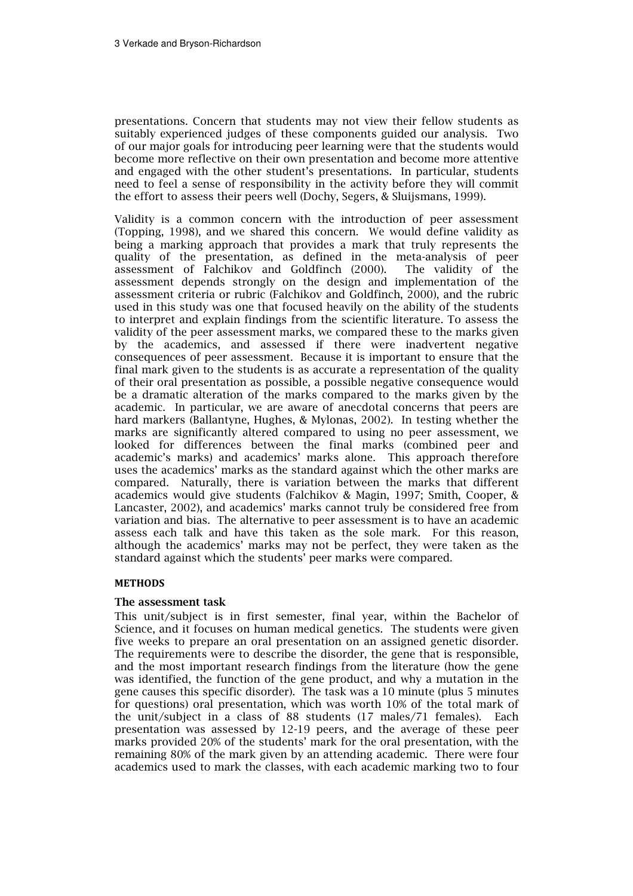presentations. Concern that students may not view their fellow students as suitably experienced judges of these components guided our analysis. Two of our major goals for introducing peer learning were that the students would become more reflective on their own presentation and become more attentive and engaged with the other student's presentations. In particular, students need to feel a sense of responsibility in the activity before they will commit the effort to assess their peers well (Dochy, Segers, & Sluijsmans, 1999).

Validity is a common concern with the introduction of peer assessment (Topping, 1998), and we shared this concern. We would define validity as being a marking approach that provides a mark that truly represents the quality of the presentation, as defined in the meta-analysis of peer assessment of Falchikov and Goldfinch (2000). The validity of the assessment depends strongly on the design and implementation of the assessment criteria or rubric (Falchikov and Goldfinch, 2000), and the rubric used in this study was one that focused heavily on the ability of the students to interpret and explain findings from the scientific literature. To assess the validity of the peer assessment marks, we compared these to the marks given by the academics, and assessed if there were inadvertent negative consequences of peer assessment. Because it is important to ensure that the final mark given to the students is as accurate a representation of the quality of their oral presentation as possible, a possible negative consequence would be a dramatic alteration of the marks compared to the marks given by the academic. In particular, we are aware of anecdotal concerns that peers are hard markers (Ballantyne, Hughes, & Mylonas, 2002). In testing whether the marks are significantly altered compared to using no peer assessment, we looked for differences between the final marks (combined peer and academic's marks) and academics' marks alone. This approach therefore uses the academics' marks as the standard against which the other marks are compared. Naturally, there is variation between the marks that different academics would give students (Falchikov & Magin, 1997; Smith, Cooper, & Lancaster, 2002), and academics' marks cannot truly be considered free from variation and bias. The alternative to peer assessment is to have an academic assess each talk and have this taken as the sole mark. For this reason, although the academics' marks may not be perfect, they were taken as the standard against which the students' peer marks were compared.

## METHODS

### The assessment task

This unit/subject is in first semester, final year, within the Bachelor of Science, and it focuses on human medical genetics. The students were given five weeks to prepare an oral presentation on an assigned genetic disorder. The requirements were to describe the disorder, the gene that is responsible, and the most important research findings from the literature (how the gene was identified, the function of the gene product, and why a mutation in the gene causes this specific disorder). The task was a 10 minute (plus 5 minutes for questions) oral presentation, which was worth 10% of the total mark of the unit/subject in a class of 88 students (17 males/71 females). Each presentation was assessed by 12-19 peers, and the average of these peer marks provided 20% of the students' mark for the oral presentation, with the remaining 80% of the mark given by an attending academic. There were four academics used to mark the classes, with each academic marking two to four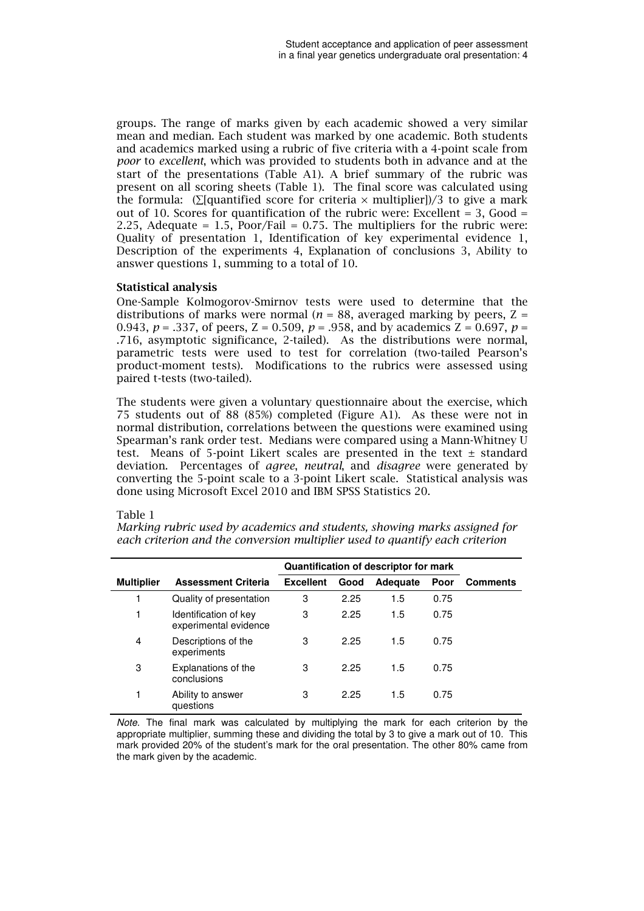groups. The range of marks given by each academic showed a very similar mean and median. Each student was marked by one academic. Both students and academics marked using a rubric of five criteria with a 4-point scale from *poor* to *excellent*, which was provided to students both in advance and at the start of the presentations (Table A1). A brief summary of the rubric was present on all scoring sheets (Table 1). The final score was calculated using the formula: $(\sum[\text{quantified score for criteria} \times \text{multiplier}])/3$ to give a mark out of 10. Scores for quantification of the rubric were: Excellent = 3, Good = 2.25, Adequate = 1.5, Poor/Fail = 0.75. The multipliers for the rubric were: Quality of presentation 1, Identification of key experimental evidence 1, Description of the experiments 4, Explanation of conclusions 3, Ability to answer questions 1, summing to a total of 10.

### Statistical analysis

One-Sample Kolmogorov-Smirnov tests were used to determine that the distributions of marks were normal ($n = 88$, averaged marking by peers, $Z = 0.943$, $p = .337$, of peers, $Z = 0.509$, $p = .958$, and by academics $Z = 0.697$, $p = .716$, asymptotic significance, 2-tailed). As the distributions were normal, parametric tests were used to test for correlation (two-tailed Pearson's product-moment tests). Modifications to the rubrics were assessed using paired t-tests (two-tailed).

The students were given a voluntary questionnaire about the exercise, which 75 students out of 88 (85%) completed (Figure A1). As these were not in normal distribution, correlations between the questions were examined using Spearman's rank order test. Medians were compared using a Mann-Whitney U test. Means of 5-point Likert scales are presented in the text ± standard deviation. Percentages of *agree*, *neutral*, and *disagree* were generated by converting the 5-point scale to a 3-point Likert scale. Statistical analysis was done using Microsoft Excel 2010 and IBM SPSS Statistics 20.

Table 1
*Marking rubric used by academics and students, showing marks assigned for each criterion and the conversion multiplier used to quantify each criterion*

| | | Quantification of descriptor for mark | | | | |
|---|---|---|---|---|---|---|
| **Multiplier** | **Assessment Criteria** | **Excellent** | **Good** | **Adequate** | **Poor** | **Comments** |
| 1 | Quality of presentation | 3 | 2.25 | 1.5 | 0.75 | |
| 1 | Identification of key experimental evidence | 3 | 2.25 | 1.5 | 0.75 | |
| 4 | Descriptions of the experiments | 3 | 2.25 | 1.5 | 0.75 | |
| 3 | Explanations of the conclusions | 3 | 2.25 | 1.5 | 0.75 | |
| 1 | Ability to answer questions | 3 | 2.25 | 1.5 | 0.75 | |

*Note*. The final mark was calculated by multiplying the mark for each criterion by the appropriate multiplier, summing these and dividing the total by 3 to give a mark out of 10. This mark provided 20% of the student's mark for the oral presentation. The other 80% came from the mark given by the academic.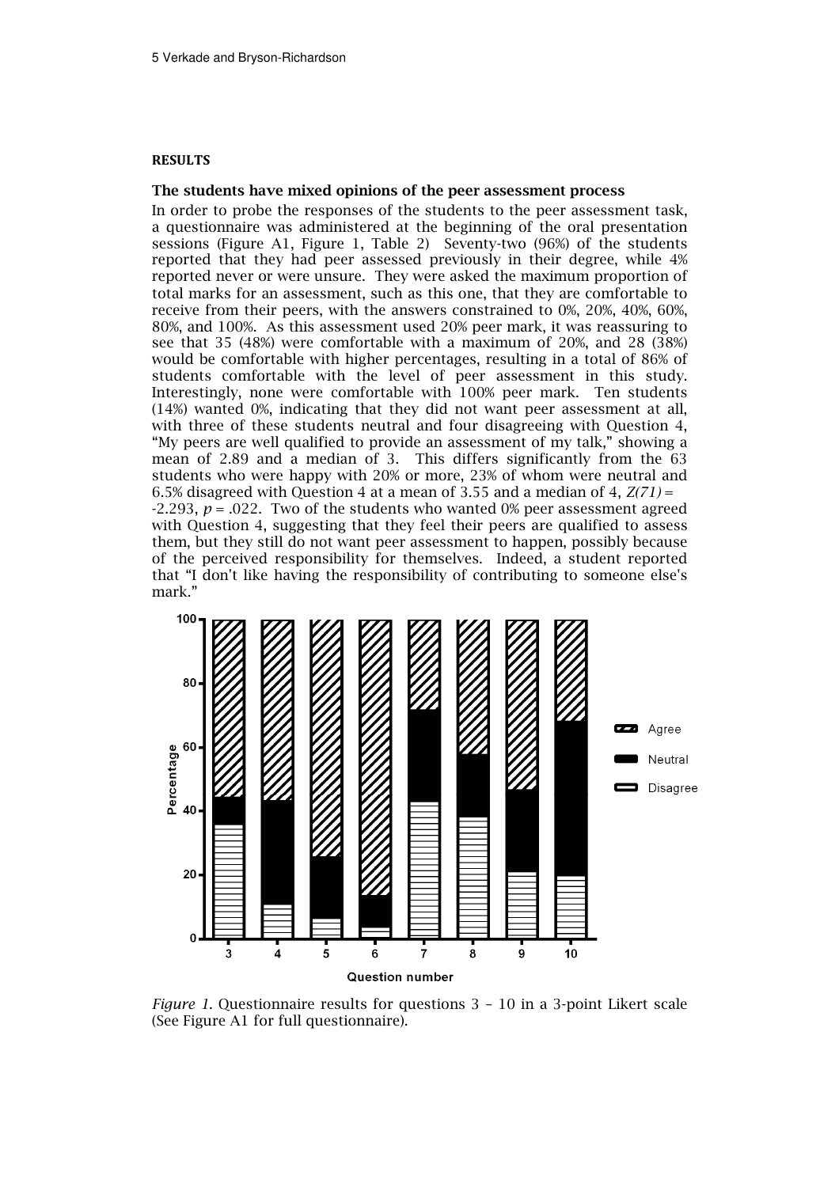## RESULTS

### The students have mixed opinions of the peer assessment process

In order to probe the responses of the students to the peer assessment task, a questionnaire was administered at the beginning of the oral presentation sessions (Figure A1, Figure 1, Table 2) Seventy-two (96%) of the students reported that they had peer assessed previously in their degree, while 4% reported never or were unsure. They were asked the maximum proportion of total marks for an assessment, such as this one, that they are comfortable to receive from their peers, with the answers constrained to 0%, 20%, 40%, 60%, 80%, and 100%. As this assessment used 20% peer mark, it was reassuring to see that 35 (48%) were comfortable with a maximum of 20%, and 28 (38%) would be comfortable with higher percentages, resulting in a total of 86% of students comfortable with the level of peer assessment in this study. Interestingly, none were comfortable with 100% peer mark. Ten students (14%) wanted 0%, indicating that they did not want peer assessment at all, with three of these students neutral and four disagreeing with Question 4, "My peers are well qualified to provide an assessment of my talk," showing a mean of 2.89 and a median of 3. This differs significantly from the 63 students who were happy with 20% or more, 23% of whom were neutral and 6.5% disagreed with Question 4 at a mean of 3.55 and a median of 4, $Z(71) = -2.293$, $p = .022$. Two of the students who wanted 0% peer assessment agreed with Question 4, suggesting that they feel their peers are qualified to assess them, but they still do not want peer assessment to happen, possibly because of the perceived responsibility for themselves. Indeed, a student reported that "I don't like having the responsibility of contributing to someone else's mark."

100
80
60
40
20
0
Percentage
3 4 5 6 7 8 9 10
Question number
Agree
Neutral
Disagree

*Figure 1.* Questionnaire results for questions 3 – 10 in a 3-point Likert scale (See Figure A1 for full questionnaire).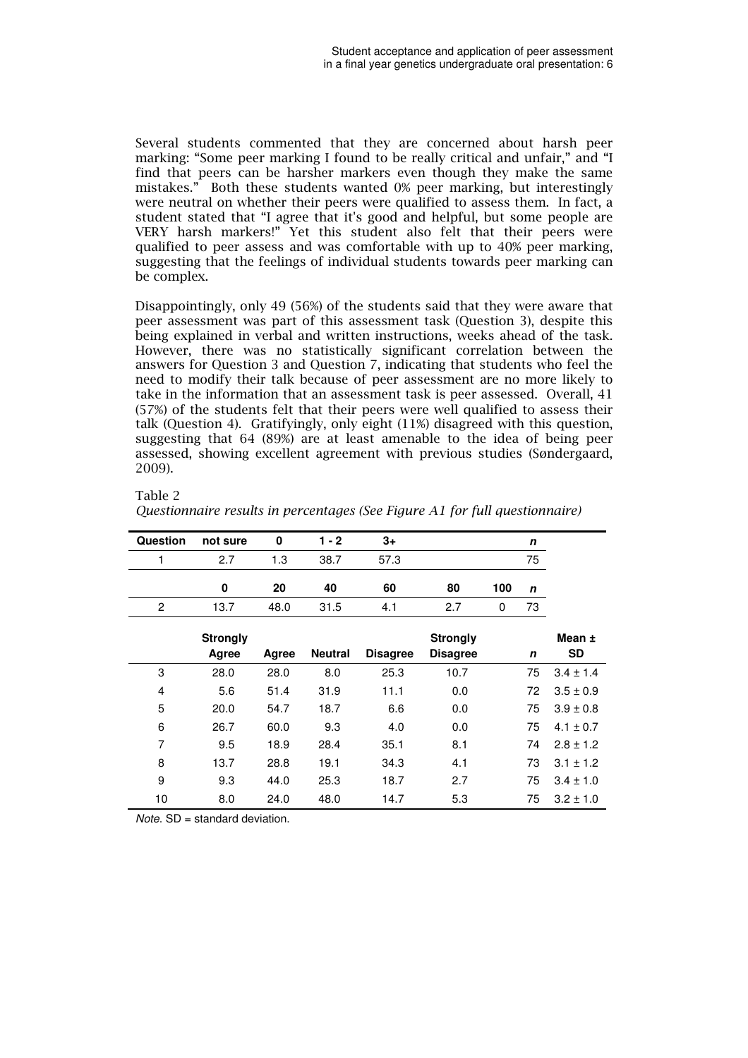Several students commented that they are concerned about harsh peer marking: "Some peer marking I found to be really critical and unfair," and "I find that peers can be harsher markers even though they make the same mistakes." Both these students wanted 0% peer marking, but interestingly were neutral on whether their peers were qualified to assess them. In fact, a student stated that "I agree that it's good and helpful, but some people are VERY harsh markers!" Yet this student also felt that their peers were qualified to peer assess and was comfortable with up to 40% peer marking, suggesting that the feelings of individual students towards peer marking can be complex.

Disappointingly, only 49 (56%) of the students said that they were aware that peer assessment was part of this assessment task (Question 3), despite this being explained in verbal and written instructions, weeks ahead of the task. However, there was no statistically significant correlation between the answers for Question 3 and Question 7, indicating that students who feel the need to modify their talk because of peer assessment are no more likely to take in the information that an assessment task is peer assessed. Overall, 41 (57%) of the students felt that their peers were well qualified to assess their talk (Question 4). Gratifyingly, only eight (11%) disagreed with this question, suggesting that 64 (89%) are at least amenable to the idea of being peer assessed, showing excellent agreement with previous studies (Søndergaard, 2009).

Table 2

*Questionnaire results in percentages (See Figure A1 for full questionnaire)*

| **Question** | **not sure** | **0** | **1 - 2** | **3+** | | | ***n*** | |
|---|---|---|---|---|---|---|---|---|
| 1 | 2.7 | 1.3 | 38.7 | 57.3 | | | 75 | |
| | **0** | **20** | **40** | **60** | **80** | **100** | ***n*** | |
| 2 | 13.7 | 48.0 | 31.5 | 4.1 | 2.7 | 0 | 73 | |
| | **Strongly Agree** | **Agree** | **Neutral** | **Disagree** | **Strongly Disagree** | | ***n*** | **Mean ± SD** |
| 3 | 28.0 | 28.0 | 8.0 | 25.3 | 10.7 | | 75 | 3.4 ± 1.4 |
| 4 | 5.6 | 51.4 | 31.9 | 11.1 | 0.0 | | 72 | 3.5 ± 0.9 |
| 5 | 20.0 | 54.7 | 18.7 | 6.6 | 0.0 | | 75 | 3.9 ± 0.8 |
| 6 | 26.7 | 60.0 | 9.3 | 4.0 | 0.0 | | 75 | 4.1 ± 0.7 |
| 7 | 9.5 | 18.9 | 28.4 | 35.1 | 8.1 | | 74 | 2.8 ± 1.2 |
| 8 | 13.7 | 28.8 | 19.1 | 34.3 | 4.1 | | 73 | 3.1 ± 1.2 |
| 9 | 9.3 | 44.0 | 25.3 | 18.7 | 2.7 | | 75 | 3.4 ± 1.0 |
| 10 | 8.0 | 24.0 | 48.0 | 14.7 | 5.3 | | 75 | 3.2 ± 1.0 |

*Note.* SD = standard deviation.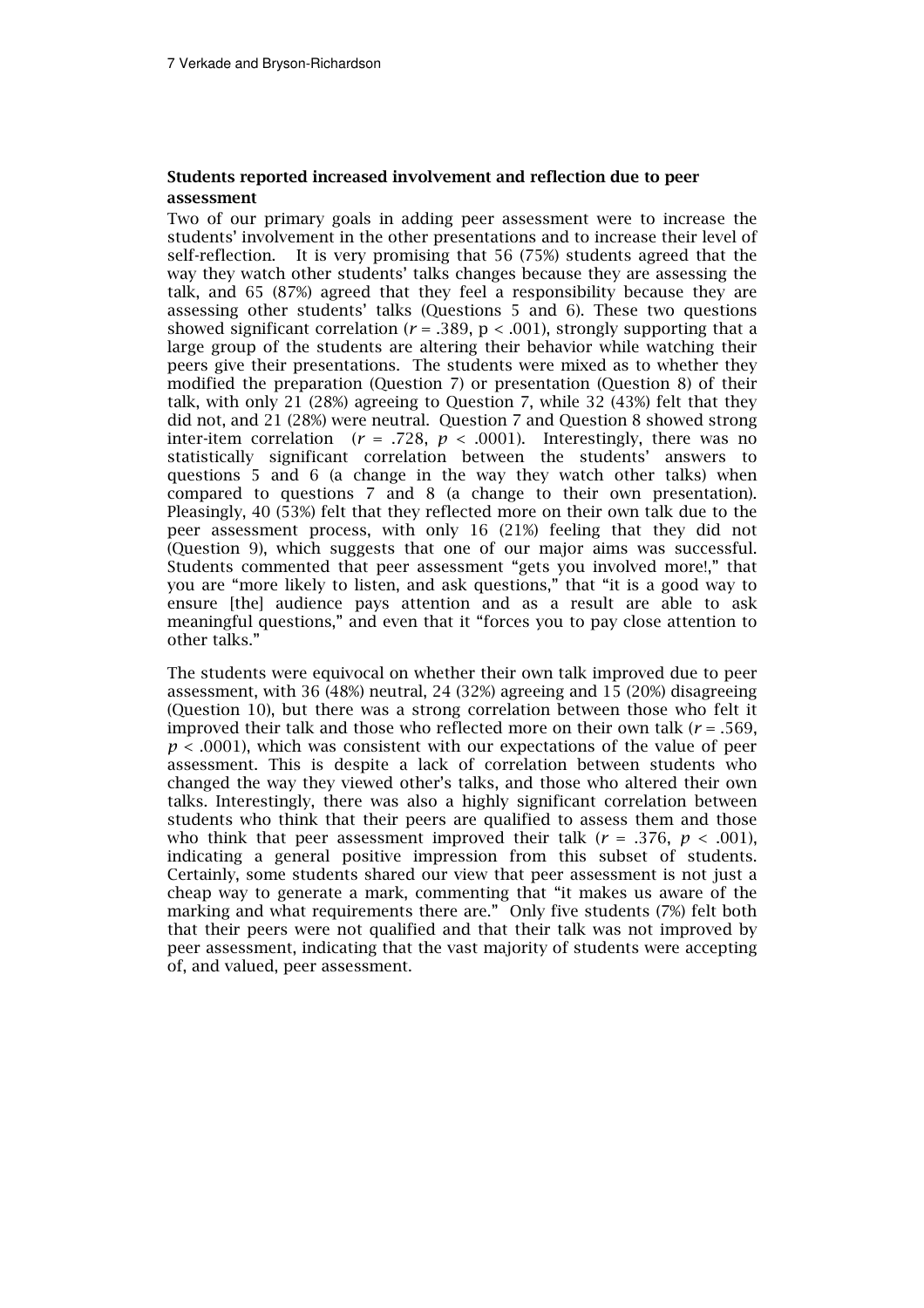### Students reported increased involvement and reflection due to peer assessment

Two of our primary goals in adding peer assessment were to increase the students' involvement in the other presentations and to increase their level of self-reflection. It is very promising that 56 (75%) students agreed that the way they watch other students' talks changes because they are assessing the talk, and 65 (87%) agreed that they feel a responsibility because they are assessing other students' talks (Questions 5 and 6). These two questions showed significant correlation ($r = .389$, $p < .001$), strongly supporting that a large group of the students are altering their behavior while watching their peers give their presentations. The students were mixed as to whether they modified the preparation (Question 7) or presentation (Question 8) of their talk, with only 21 (28%) agreeing to Question 7, while 32 (43%) felt that they did not, and 21 (28%) were neutral. Question 7 and Question 8 showed strong inter-item correlation ($r = .728$, $p < .0001$). Interestingly, there was no statistically significant correlation between the students' answers to questions 5 and 6 (a change in the way they watch other talks) when compared to questions 7 and 8 (a change to their own presentation). Pleasingly, 40 (53%) felt that they reflected more on their own talk due to the peer assessment process, with only 16 (21%) feeling that they did not (Question 9), which suggests that one of our major aims was successful. Students commented that peer assessment "gets you involved more!," that you are "more likely to listen, and ask questions," that "it is a good way to ensure [the] audience pays attention and as a result are able to ask meaningful questions," and even that it "forces you to pay close attention to other talks."

The students were equivocal on whether their own talk improved due to peer assessment, with 36 (48%) neutral, 24 (32%) agreeing and 15 (20%) disagreeing (Question 10), but there was a strong correlation between those who felt it improved their talk and those who reflected more on their own talk ($r = .569$, $p < .0001$), which was consistent with our expectations of the value of peer assessment. This is despite a lack of correlation between students who changed the way they viewed other's talks, and those who altered their own talks. Interestingly, there was also a highly significant correlation between students who think that their peers are qualified to assess them and those who think that peer assessment improved their talk ($r = .376$, $p < .001$), indicating a general positive impression from this subset of students. Certainly, some students shared our view that peer assessment is not just a cheap way to generate a mark, commenting that "it makes us aware of the marking and what requirements there are." Only five students (7%) felt both that their peers were not qualified and that their talk was not improved by peer assessment, indicating that the vast majority of students were accepting of, and valued, peer assessment.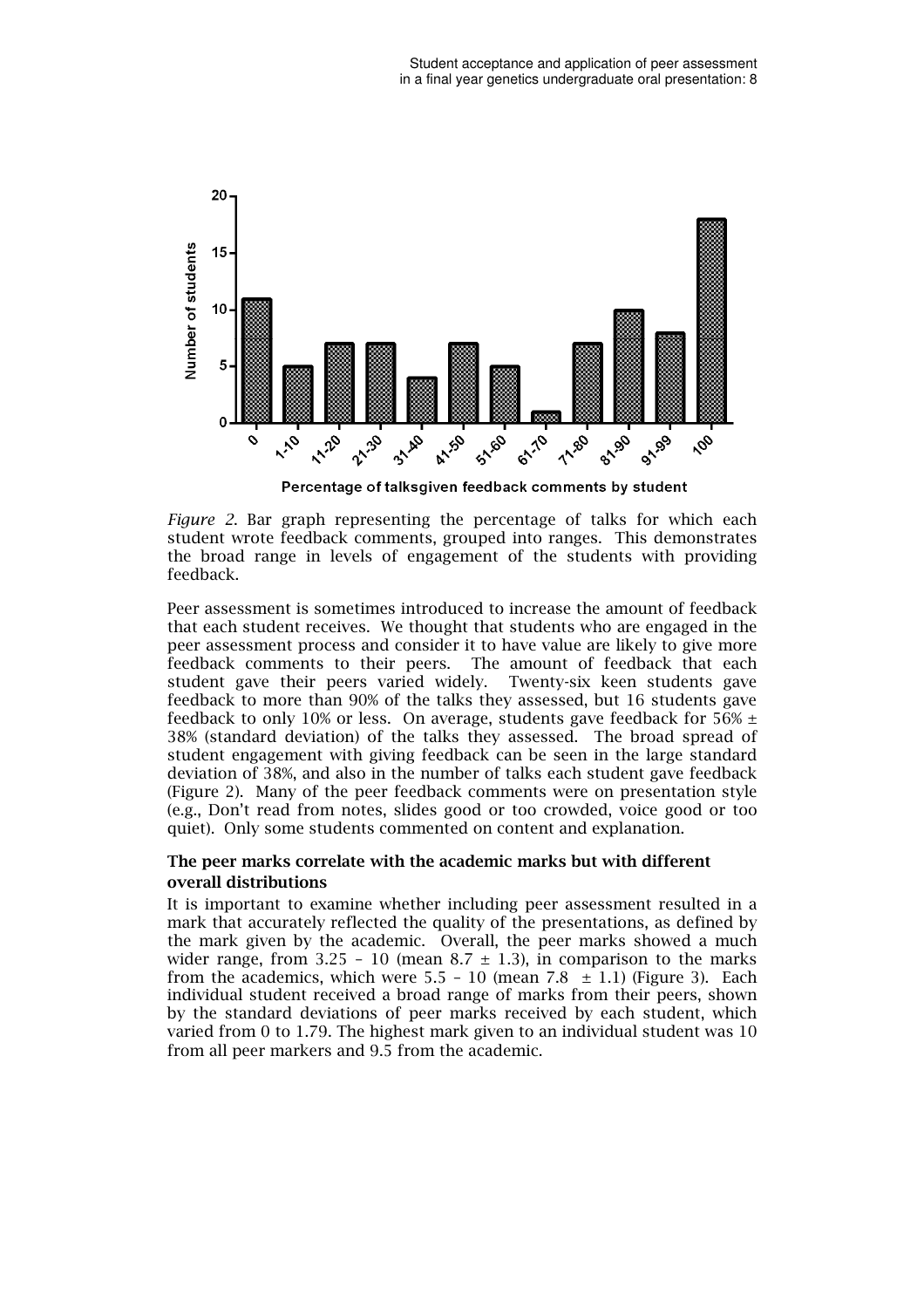20
15
10
5
0

Number of students

0
1-10
11-20
21-30
31-40
41-50
51-60
61-70
71-80
81-90
91-99
100

Percentage of talksgiven feedback comments by student

*Figure 2.* Bar graph representing the percentage of talks for which each student wrote feedback comments, grouped into ranges. This demonstrates the broad range in levels of engagement of the students with providing feedback.

Peer assessment is sometimes introduced to increase the amount of feedback that each student receives. We thought that students who are engaged in the peer assessment process and consider it to have value are likely to give more feedback comments to their peers. The amount of feedback that each student gave their peers varied widely. Twenty-six keen students gave feedback to more than 90% of the talks they assessed, but 16 students gave feedback to only 10% or less. On average, students gave feedback for 56% ± 38% (standard deviation) of the talks they assessed. The broad spread of student engagement with giving feedback can be seen in the large standard deviation of 38%, and also in the number of talks each student gave feedback (Figure 2). Many of the peer feedback comments were on presentation style (e.g., Don't read from notes, slides good or too crowded, voice good or too quiet). Only some students commented on content and explanation.

### The peer marks correlate with the academic marks but with different overall distributions

It is important to examine whether including peer assessment resulted in a mark that accurately reflected the quality of the presentations, as defined by the mark given by the academic. Overall, the peer marks showed a much wider range, from 3.25 – 10 (mean 8.7 ± 1.3), in comparison to the marks from the academics, which were 5.5 – 10 (mean 7.8 ± 1.1) (Figure 3). Each individual student received a broad range of marks from their peers, shown by the standard deviations of peer marks received by each student, which varied from 0 to 1.79. The highest mark given to an individual student was 10 from all peer markers and 9.5 from the academic.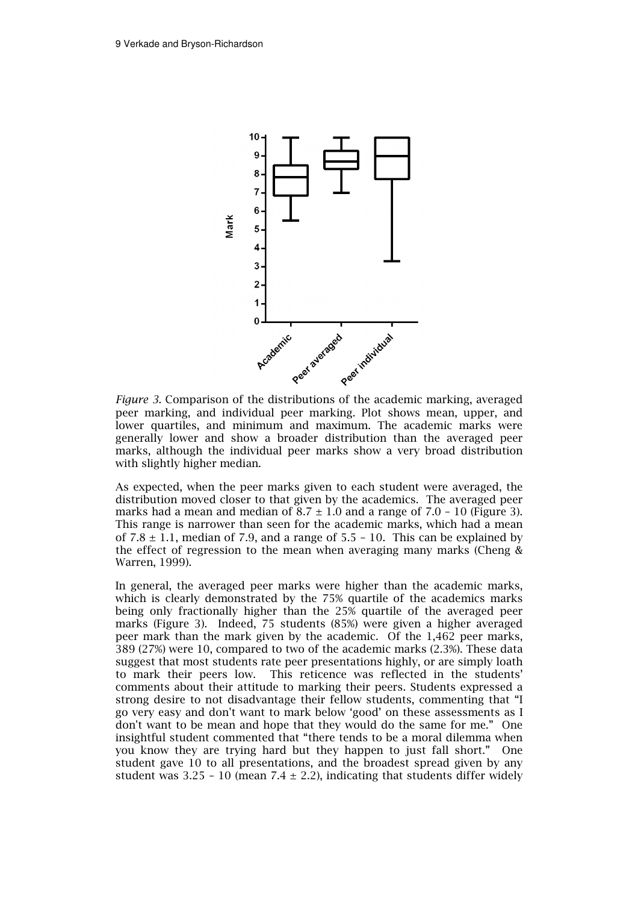Mark

10
9
8
7
6
5
4
3
2
1
0

Academic
Peer averaged
Peer individual

*Figure 3.* Comparison of the distributions of the academic marking, averaged peer marking, and individual peer marking. Plot shows mean, upper, and lower quartiles, and minimum and maximum. The academic marks were generally lower and show a broader distribution than the averaged peer marks, although the individual peer marks show a very broad distribution with slightly higher median.

As expected, when the peer marks given to each student were averaged, the distribution moved closer to that given by the academics. The averaged peer marks had a mean and median of $8.7 \pm 1.0$ and a range of 7.0 – 10 (Figure 3). This range is narrower than seen for the academic marks, which had a mean of $7.8 \pm 1.1$, median of 7.9, and a range of 5.5 – 10. This can be explained by the effect of regression to the mean when averaging many marks (Cheng & Warren, 1999).

In general, the averaged peer marks were higher than the academic marks, which is clearly demonstrated by the 75% quartile of the academics marks being only fractionally higher than the 25% quartile of the averaged peer marks (Figure 3). Indeed, 75 students (85%) were given a higher averaged peer mark than the mark given by the academic. Of the 1,462 peer marks, 389 (27%) were 10, compared to two of the academic marks (2.3%). These data suggest that most students rate peer presentations highly, or are simply loath to mark their peers low. This reticence was reflected in the students' comments about their attitude to marking their peers. Students expressed a strong desire to not disadvantage their fellow students, commenting that "I go very easy and don't want to mark below 'good' on these assessments as I don't want to be mean and hope that they would do the same for me." One insightful student commented that "there tends to be a moral dilemma when you know they are trying hard but they happen to just fall short." One student gave 10 to all presentations, and the broadest spread given by any student was 3.25 – 10 (mean $7.4 \pm 2.2$), indicating that students differ widely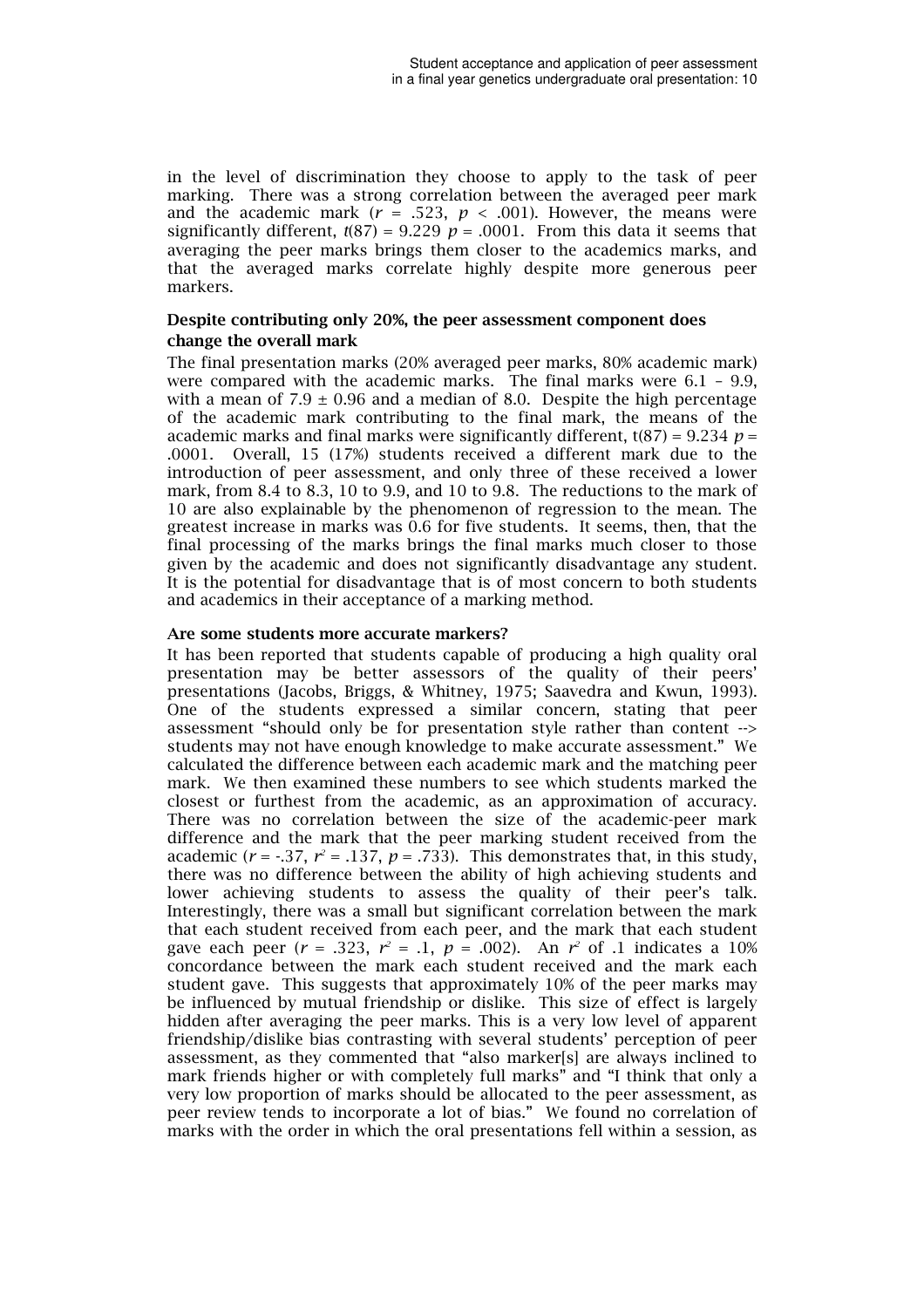in the level of discrimination they choose to apply to the task of peer marking. There was a strong correlation between the averaged peer mark and the academic mark ($r$ = .523, $p$ < .001). However, the means were significantly different, $t(87)$ = 9.229 $p$ = .0001. From this data it seems that averaging the peer marks brings them closer to the academics marks, and that the averaged marks correlate highly despite more generous peer markers.

### Despite contributing only 20%, the peer assessment component does change the overall mark

The final presentation marks (20% averaged peer marks, 80% academic mark) were compared with the academic marks. The final marks were 6.1 – 9.9, with a mean of 7.9 ± 0.96 and a median of 8.0. Despite the high percentage of the academic mark contributing to the final mark, the means of the academic marks and final marks were significantly different, t(87) = 9.234 $p$ = .0001. Overall, 15 (17%) students received a different mark due to the introduction of peer assessment, and only three of these received a lower mark, from 8.4 to 8.3, 10 to 9.9, and 10 to 9.8. The reductions to the mark of 10 are also explainable by the phenomenon of regression to the mean. The greatest increase in marks was 0.6 for five students. It seems, then, that the final processing of the marks brings the final marks much closer to those given by the academic and does not significantly disadvantage any student. It is the potential for disadvantage that is of most concern to both students and academics in their acceptance of a marking method.

### Are some students more accurate markers?

It has been reported that students capable of producing a high quality oral presentation may be better assessors of the quality of their peers' presentations (Jacobs, Briggs, & Whitney, 1975; Saavedra and Kwun, 1993). One of the students expressed a similar concern, stating that peer assessment "should only be for presentation style rather than content --> students may not have enough knowledge to make accurate assessment." We calculated the difference between each academic mark and the matching peer mark. We then examined these numbers to see which students marked the closest or furthest from the academic, as an approximation of accuracy. There was no correlation between the size of the academic-peer mark difference and the mark that the peer marking student received from the academic ($r$ = -.37, $r^2$ = .137, $p$ = .733). This demonstrates that, in this study, there was no difference between the ability of high achieving students and lower achieving students to assess the quality of their peer's talk. Interestingly, there was a small but significant correlation between the mark that each student received from each peer, and the mark that each student gave each peer ($r$ = .323, $r^2$ = .1, $p$ = .002). An $r^2$ of .1 indicates a 10% concordance between the mark each student received and the mark each student gave. This suggests that approximately 10% of the peer marks may be influenced by mutual friendship or dislike. This size of effect is largely hidden after averaging the peer marks. This is a very low level of apparent friendship/dislike bias contrasting with several students' perception of peer assessment, as they commented that "also marker[s] are always inclined to mark friends higher or with completely full marks" and "I think that only a very low proportion of marks should be allocated to the peer assessment, as peer review tends to incorporate a lot of bias." We found no correlation of marks with the order in which the oral presentations fell within a session, as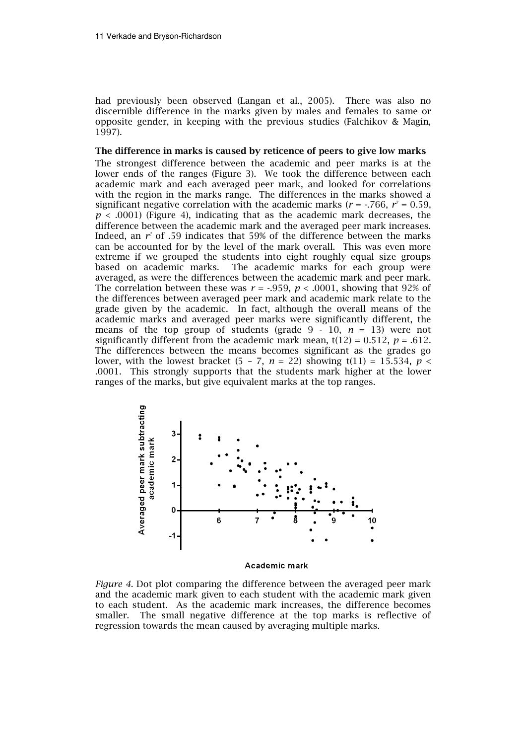had previously been observed (Langan et al., 2005). There was also no discernible difference in the marks given by males and females to same or opposite gender, in keeping with the previous studies (Falchikov & Magin, 1997).

### The difference in marks is caused by reticence of peers to give low marks

The strongest difference between the academic and peer marks is at the lower ends of the ranges (Figure 3). We took the difference between each academic mark and each averaged peer mark, and looked for correlations with the region in the marks range. The differences in the marks showed a significant negative correlation with the academic marks ($r$ = -.766, $r^2$ = 0.59, $p$ < .0001) (Figure 4), indicating that as the academic mark decreases, the difference between the academic mark and the averaged peer mark increases. Indeed, an $r^2$ of .59 indicates that 59% of the difference between the marks can be accounted for by the level of the mark overall. This was even more extreme if we grouped the students into eight roughly equal size groups based on academic marks. The academic marks for each group were averaged, as were the differences between the academic mark and peer mark. The correlation between these was $r$ = -.959, $p$ < .0001, showing that 92% of the differences between averaged peer mark and academic mark relate to the grade given by the academic. In fact, although the overall means of the academic marks and averaged peer marks were significantly different, the means of the top group of students (grade 9 - 10, $n$ = 13) were not significantly different from the academic mark mean, t(12) = 0.512, $p$ = .612. The differences between the means becomes significant as the grades go lower, with the lowest bracket (5 – 7, $n$ = 22) showing t(11) = 15.534, $p$ < .0001. This strongly supports that the students mark higher at the lower ranges of the marks, but give equivalent marks at the top ranges.

Averaged peer mark subtracting academic mark
3
2
1
0
-1
6
7
8
9
10
Academic mark

*Figure 4.* Dot plot comparing the difference between the averaged peer mark and the academic mark given to each student with the academic mark given to each student. As the academic mark increases, the difference becomes smaller. The small negative difference at the top marks is reflective of regression towards the mean caused by averaging multiple marks.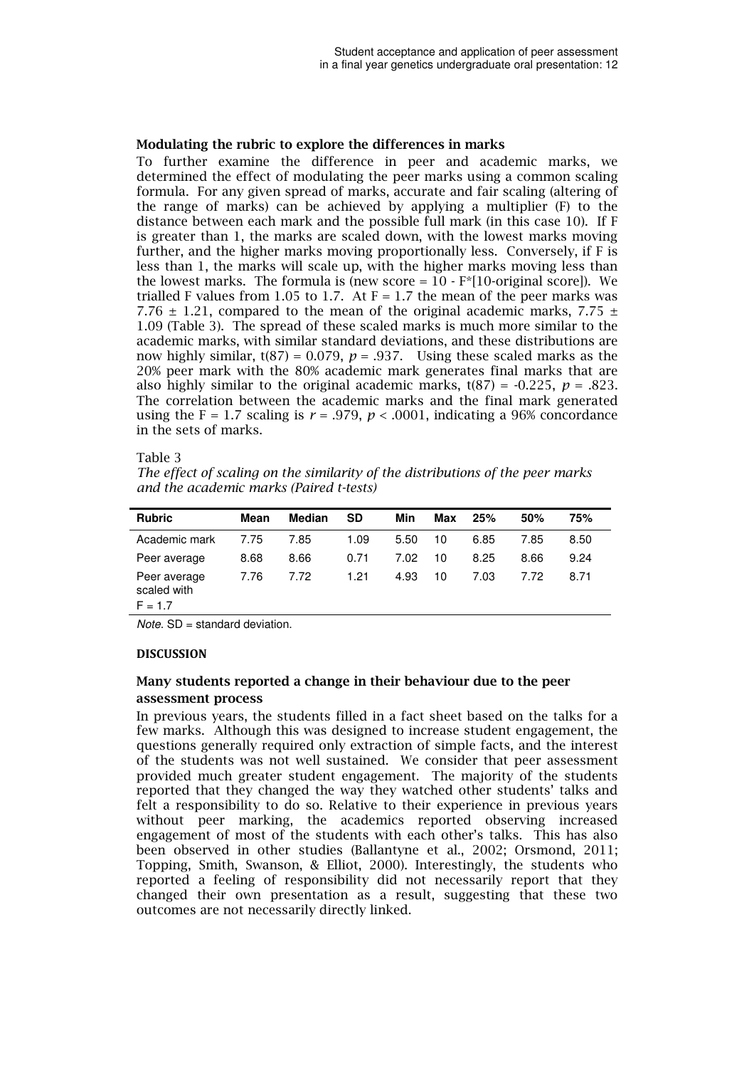### Modulating the rubric to explore the differences in marks

To further examine the difference in peer and academic marks, we determined the effect of modulating the peer marks using a common scaling formula. For any given spread of marks, accurate and fair scaling (altering of the range of marks) can be achieved by applying a multiplier (F) to the distance between each mark and the possible full mark (in this case 10). If F is greater than 1, the marks are scaled down, with the lowest marks moving further, and the higher marks moving proportionally less. Conversely, if F is less than 1, the marks will scale up, with the higher marks moving less than the lowest marks. The formula is (new score = 10 - F*[10-original score]). We trialled F values from 1.05 to 1.7. At F = 1.7 the mean of the peer marks was 7.76 ± 1.21, compared to the mean of the original academic marks, 7.75 ± 1.09 (Table 3). The spread of these scaled marks is much more similar to the academic marks, with similar standard deviations, and these distributions are now highly similar, $t(87) = 0.079$, $p = .937$. Using these scaled marks as the 20% peer mark with the 80% academic mark generates final marks that are also highly similar to the original academic marks, $t(87) = -0.225$, $p = .823$. The correlation between the academic marks and the final mark generated using the F = 1.7 scaling is $r = .979$, $p < .0001$, indicating a 96% concordance in the sets of marks.

Table 3

*The effect of scaling on the similarity of the distributions of the peer marks and the academic marks (Paired t-tests)*

| Rubric | Mean | Median | SD | Min | Max | 25% | 50% | 75% |
|---|---|---|---|---|---|---|---|---|
| Academic mark | 7.75 | 7.85 | 1.09 | 5.50 | 10 | 6.85 | 7.85 | 8.50 |
| Peer average | 8.68 | 8.66 | 0.71 | 7.02 | 10 | 8.25 | 8.66 | 9.24 |
| Peer average scaled with F = 1.7 | 7.76 | 7.72 | 1.21 | 4.93 | 10 | 7.03 | 7.72 | 8.71 |

*Note.* SD = standard deviation.

## DISCUSSION

### Many students reported a change in their behaviour due to the peer assessment process

In previous years, the students filled in a fact sheet based on the talks for a few marks. Although this was designed to increase student engagement, the questions generally required only extraction of simple facts, and the interest of the students was not well sustained. We consider that peer assessment provided much greater student engagement. The majority of the students reported that they changed the way they watched other students' talks and felt a responsibility to do so. Relative to their experience in previous years without peer marking, the academics reported observing increased engagement of most of the students with each other's talks. This has also been observed in other studies (Ballantyne et al., 2002; Orsmond, 2011; Topping, Smith, Swanson, & Elliot, 2000). Interestingly, the students who reported a feeling of responsibility did not necessarily report that they changed their own presentation as a result, suggesting that these two outcomes are not necessarily directly linked.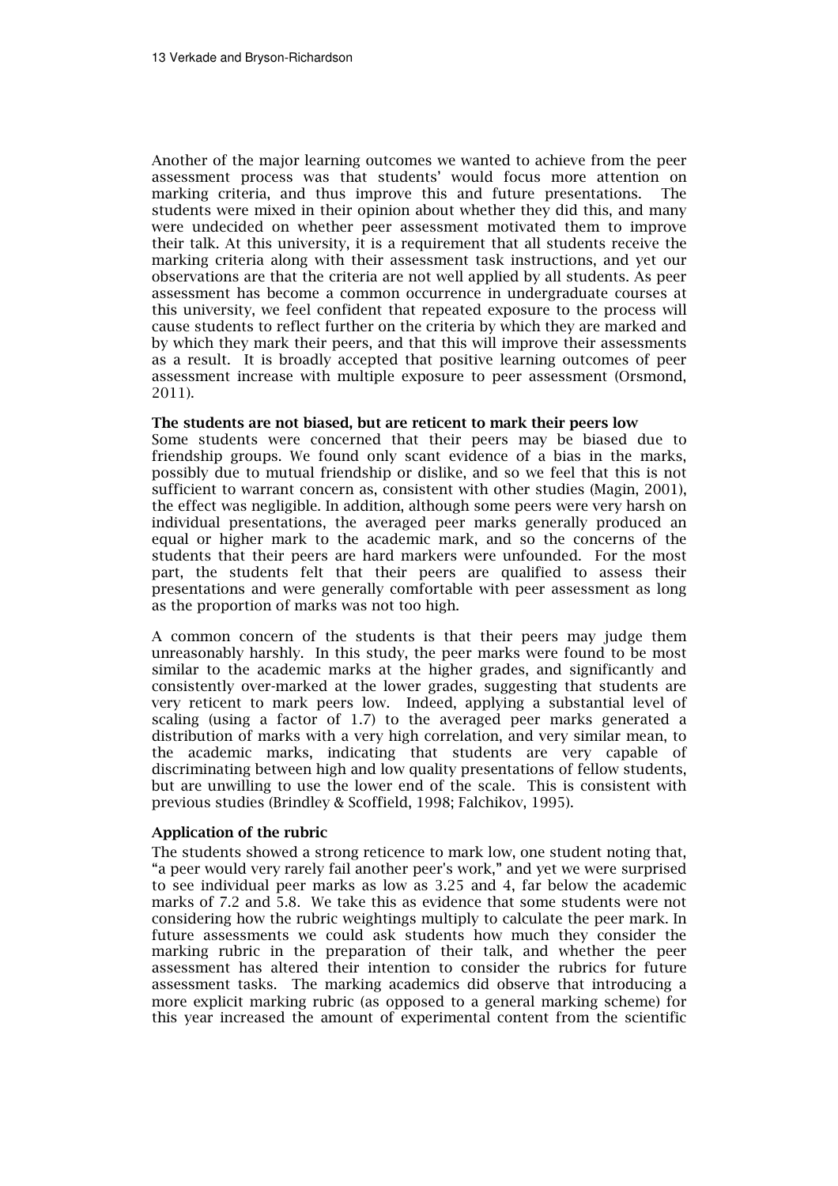Another of the major learning outcomes we wanted to achieve from the peer assessment process was that students' would focus more attention on marking criteria, and thus improve this and future presentations. The students were mixed in their opinion about whether they did this, and many were undecided on whether peer assessment motivated them to improve their talk. At this university, it is a requirement that all students receive the marking criteria along with their assessment task instructions, and yet our observations are that the criteria are not well applied by all students. As peer assessment has become a common occurrence in undergraduate courses at this university, we feel confident that repeated exposure to the process will cause students to reflect further on the criteria by which they are marked and by which they mark their peers, and that this will improve their assessments as a result. It is broadly accepted that positive learning outcomes of peer assessment increase with multiple exposure to peer assessment (Orsmond, 2011).

### The students are not biased, but are reticent to mark their peers low

Some students were concerned that their peers may be biased due to friendship groups. We found only scant evidence of a bias in the marks, possibly due to mutual friendship or dislike, and so we feel that this is not sufficient to warrant concern as, consistent with other studies (Magin, 2001), the effect was negligible. In addition, although some peers were very harsh on individual presentations, the averaged peer marks generally produced an equal or higher mark to the academic mark, and so the concerns of the students that their peers are hard markers were unfounded. For the most part, the students felt that their peers are qualified to assess their presentations and were generally comfortable with peer assessment as long as the proportion of marks was not too high.

A common concern of the students is that their peers may judge them unreasonably harshly. In this study, the peer marks were found to be most similar to the academic marks at the higher grades, and significantly and consistently over-marked at the lower grades, suggesting that students are very reticent to mark peers low. Indeed, applying a substantial level of scaling (using a factor of 1.7) to the averaged peer marks generated a distribution of marks with a very high correlation, and very similar mean, to the academic marks, indicating that students are very capable of discriminating between high and low quality presentations of fellow students, but are unwilling to use the lower end of the scale. This is consistent with previous studies (Brindley & Scoffield, 1998; Falchikov, 1995).

### Application of the rubric

The students showed a strong reticence to mark low, one student noting that, "a peer would very rarely fail another peer's work," and yet we were surprised to see individual peer marks as low as 3.25 and 4, far below the academic marks of 7.2 and 5.8. We take this as evidence that some students were not considering how the rubric weightings multiply to calculate the peer mark. In future assessments we could ask students how much they consider the marking rubric in the preparation of their talk, and whether the peer assessment has altered their intention to consider the rubrics for future assessment tasks. The marking academics did observe that introducing a more explicit marking rubric (as opposed to a general marking scheme) for this year increased the amount of experimental content from the scientific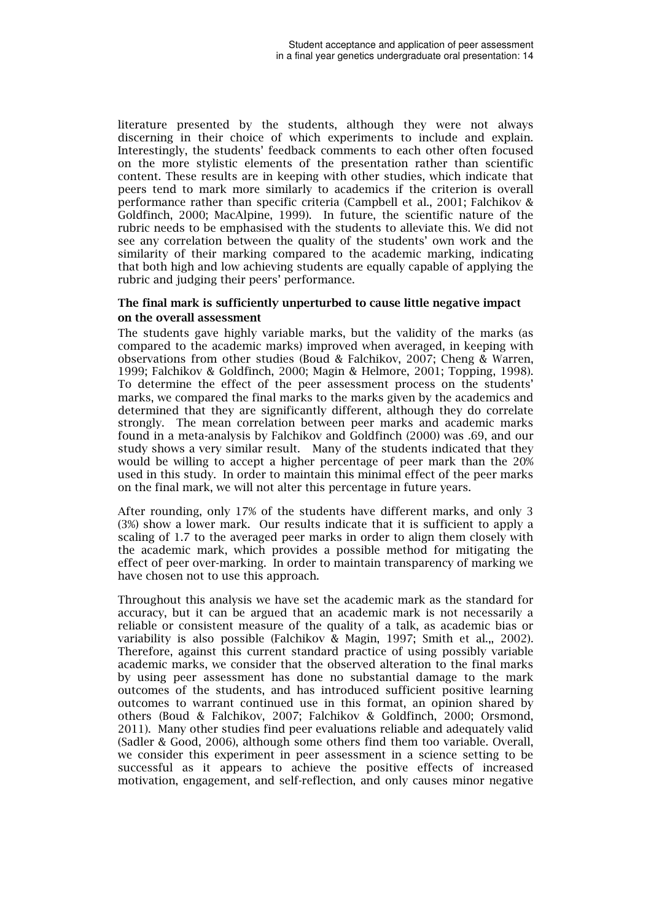literature presented by the students, although they were not always discerning in their choice of which experiments to include and explain. Interestingly, the students' feedback comments to each other often focused on the more stylistic elements of the presentation rather than scientific content. These results are in keeping with other studies, which indicate that peers tend to mark more similarly to academics if the criterion is overall performance rather than specific criteria (Campbell et al., 2001; Falchikov & Goldfinch, 2000; MacAlpine, 1999). In future, the scientific nature of the rubric needs to be emphasised with the students to alleviate this. We did not see any correlation between the quality of the students' own work and the similarity of their marking compared to the academic marking, indicating that both high and low achieving students are equally capable of applying the rubric and judging their peers' performance.

**The final mark is sufficiently unperturbed to cause little negative impact on the overall assessment**

The students gave highly variable marks, but the validity of the marks (as compared to the academic marks) improved when averaged, in keeping with observations from other studies (Boud & Falchikov, 2007; Cheng & Warren, 1999; Falchikov & Goldfinch, 2000; Magin & Helmore, 2001; Topping, 1998). To determine the effect of the peer assessment process on the students' marks, we compared the final marks to the marks given by the academics and determined that they are significantly different, although they do correlate strongly. The mean correlation between peer marks and academic marks found in a meta-analysis by Falchikov and Goldfinch (2000) was .69, and our study shows a very similar result. Many of the students indicated that they would be willing to accept a higher percentage of peer mark than the 20% used in this study. In order to maintain this minimal effect of the peer marks on the final mark, we will not alter this percentage in future years.

After rounding, only 17% of the students have different marks, and only 3 (3%) show a lower mark. Our results indicate that it is sufficient to apply a scaling of 1.7 to the averaged peer marks in order to align them closely with the academic mark, which provides a possible method for mitigating the effect of peer over-marking. In order to maintain transparency of marking we have chosen not to use this approach.

Throughout this analysis we have set the academic mark as the standard for accuracy, but it can be argued that an academic mark is not necessarily a reliable or consistent measure of the quality of a talk, as academic bias or variability is also possible (Falchikov & Magin, 1997; Smith et al.,, 2002). Therefore, against this current standard practice of using possibly variable academic marks, we consider that the observed alteration to the final marks by using peer assessment has done no substantial damage to the mark outcomes of the students, and has introduced sufficient positive learning outcomes to warrant continued use in this format, an opinion shared by others (Boud & Falchikov, 2007; Falchikov & Goldfinch, 2000; Orsmond, 2011). Many other studies find peer evaluations reliable and adequately valid (Sadler & Good, 2006), although some others find them too variable. Overall, we consider this experiment in peer assessment in a science setting to be successful as it appears to achieve the positive effects of increased motivation, engagement, and self-reflection, and only causes minor negative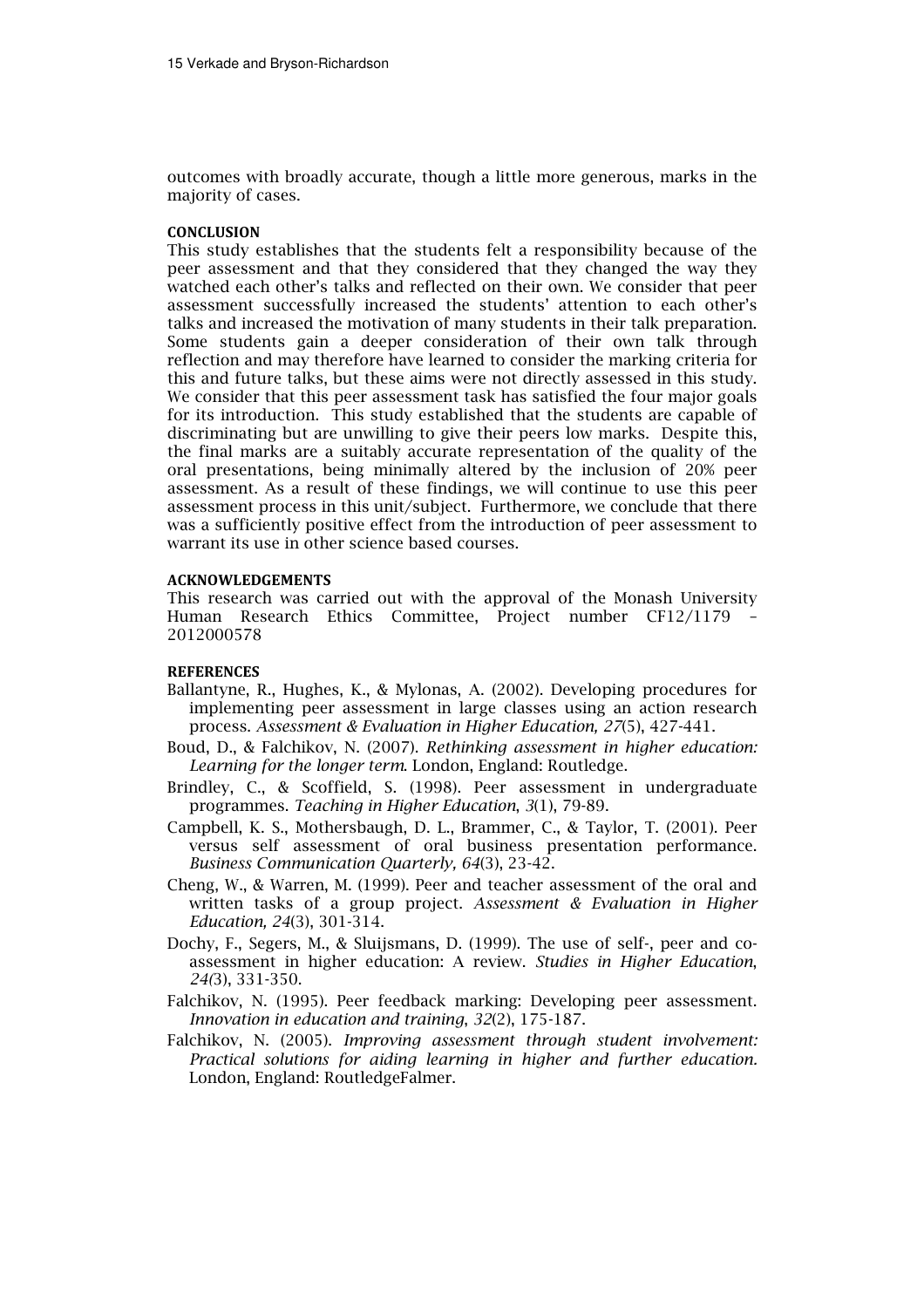outcomes with broadly accurate, though a little more generous, marks in the majority of cases.

## CONCLUSION

This study establishes that the students felt a responsibility because of the peer assessment and that they considered that they changed the way they watched each other's talks and reflected on their own. We consider that peer assessment successfully increased the students' attention to each other's talks and increased the motivation of many students in their talk preparation. Some students gain a deeper consideration of their own talk through reflection and may therefore have learned to consider the marking criteria for this and future talks, but these aims were not directly assessed in this study. We consider that this peer assessment task has satisfied the four major goals for its introduction. This study established that the students are capable of discriminating but are unwilling to give their peers low marks. Despite this, the final marks are a suitably accurate representation of the quality of the oral presentations, being minimally altered by the inclusion of 20% peer assessment. As a result of these findings, we will continue to use this peer assessment process in this unit/subject. Furthermore, we conclude that there was a sufficiently positive effect from the introduction of peer assessment to warrant its use in other science based courses.

## ACKNOWLEDGEMENTS

This research was carried out with the approval of the Monash University Human Research Ethics Committee, Project number CF12/1179 – 2012000578

## REFERENCES

Ballantyne, R., Hughes, K., & Mylonas, A. (2002). Developing procedures for implementing peer assessment in large classes using an action research process. *Assessment & Evaluation in Higher Education, 27*(5), 427-441.

Boud, D., & Falchikov, N. (2007). *Rethinking assessment in higher education: Learning for the longer term*. London, England: Routledge.

Brindley, C., & Scoffield, S. (1998). Peer assessment in undergraduate programmes. *Teaching in Higher Education*, *3*(1), 79-89.

Campbell, K. S., Mothersbaugh, D. L., Brammer, C., & Taylor, T. (2001). Peer versus self assessment of oral business presentation performance. *Business Communication Quarterly, 64*(3), 23-42.

Cheng, W., & Warren, M. (1999). Peer and teacher assessment of the oral and written tasks of a group project. *Assessment & Evaluation in Higher Education, 24*(3), 301-314.

Dochy, F., Segers, M., & Sluijsmans, D. (1999). The use of self-, peer and co-assessment in higher education: A review. *Studies in Higher Education*, *24(*3), 331-350.

Falchikov, N. (1995). Peer feedback marking: Developing peer assessment. *Innovation in education and training*, *32*(2), 175-187.

Falchikov, N. (2005). *Improving assessment through student involvement: Practical solutions for aiding learning in higher and further education*. London, England: RoutledgeFalmer.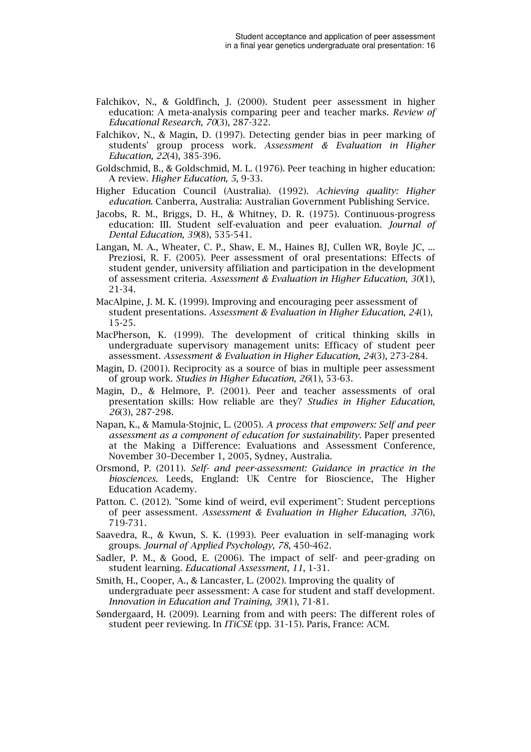Falchikov, N., & Goldfinch, J. (2000). Student peer assessment in higher education: A meta-analysis comparing peer and teacher marks. *Review of Educational Research*, *70*(3), 287-322.

Falchikov, N., & Magin, D. (1997). Detecting gender bias in peer marking of students' group process work. *Assessment & Evaluation in Higher Education, 22*(4), 385-396.

Goldschmid, B., & Goldschmid, M. L. (1976). Peer teaching in higher education: A review. *Higher Education, 5*, 9-33.

Higher Education Council (Australia). (1992). *Achieving quality: Higher education*. Canberra, Australia: Australian Government Publishing Service.

Jacobs, R. M., Briggs, D. H., & Whitney, D. R. (1975). Continuous-progress education: III. Student self-evaluation and peer evaluation. *Journal of Dental Education*, *39*(8), 535-541.

Langan, M. A., Wheater, C. P., Shaw, E. M., Haines BJ, Cullen WR, Boyle JC, ... Preziosi, R. F. (2005). Peer assessment of oral presentations: Effects of student gender, university affiliation and participation in the development of assessment criteria. *Assessment & Evaluation in Higher Education*, *30*(1), 21-34.

MacAlpine, J. M. K. (1999). Improving and encouraging peer assessment of student presentations. *Assessment & Evaluation in Higher Education*, *24*(1), 15-25.

MacPherson, K. (1999). The development of critical thinking skills in undergraduate supervisory management units: Efficacy of student peer assessment. *Assessment & Evaluation in Higher Education*, *24*(3), 273-284.

Magin, D. (2001). Reciprocity as a source of bias in multiple peer assessment of group work. *Studies in Higher Education*, *26*(1), 53-63.

Magin, D., & Helmore, P. (2001). Peer and teacher assessments of oral presentation skills: How reliable are they? *Studies in Higher Education*, *26*(3), 287-298.

Napan, K., & Mamula-Stojnic, L. (2005). *A process that empowers: Self and peer assessment as a component of education for sustainability*. Paper presented at the Making a Difference: Evaluations and Assessment Conference, November 30–December 1, 2005, Sydney, Australia.

Orsmond, P. (2011). *Self- and peer-assessment: Guidance in practice in the biosciences*. Leeds, England: UK Centre for Bioscience, The Higher Education Academy.

Patton. C. (2012). "Some kind of weird, evil experiment": Student perceptions of peer assessment. *Assessment & Evaluation in Higher Education*, *37*(6), 719-731.

Saavedra, R., & Kwun, S. K. (1993). Peer evaluation in self-managing work groups. *Journal of Applied Psychology, 78*, 450-462.

Sadler, P. M., & Good, E. (2006). The impact of self- and peer-grading on student learning. *Educational Assessment*, *11*, 1-31.

Smith, H., Cooper, A., & Lancaster, L. (2002). Improving the quality of undergraduate peer assessment: A case for student and staff development. *Innovation in Education and Training*, *39*(1), 71-81.

Søndergaard, H. (2009). Learning from and with peers: The different roles of student peer reviewing. In *ITiCSE* (pp. 31-15). Paris, France: ACM.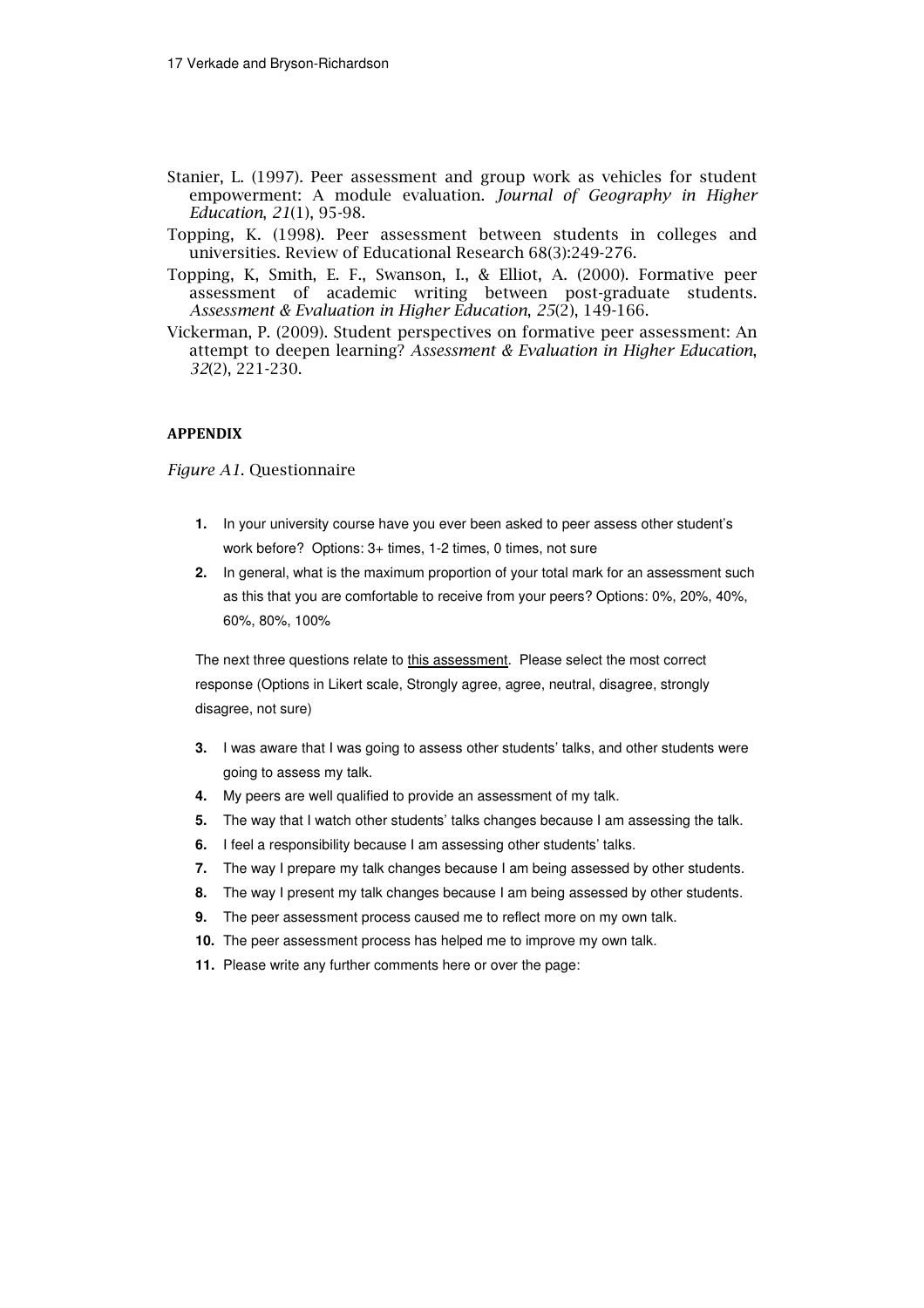Stanier, L. (1997). Peer assessment and group work as vehicles for student empowerment: A module evaluation. *Journal of Geography in Higher Education*, *21*(1), 95-98.

Topping, K. (1998). Peer assessment between students in colleges and universities. Review of Educational Research 68(3):249-276.

Topping, K, Smith, E. F., Swanson, I., & Elliot, A. (2000). Formative peer assessment of academic writing between post-graduate students. *Assessment & Evaluation in Higher Education*, *25*(2), 149-166.

Vickerman, P. (2009). Student perspectives on formative peer assessment: An attempt to deepen learning? *Assessment & Evaluation in Higher Education*, *32*(2), 221-230.

## APPENDIX

*Figure A1.* Questionnaire

1. In your university course have you ever been asked to peer assess other student's work before? Options: 3+ times, 1-2 times, 0 times, not sure
2. In general, what is the maximum proportion of your total mark for an assessment such as this that you are comfortable to receive from your peers? Options: 0%, 20%, 40%, 60%, 80%, 100%

The next three questions relate to this assessment. Please select the most correct response (Options in Likert scale, Strongly agree, agree, neutral, disagree, strongly disagree, not sure)

3. I was aware that I was going to assess other students' talks, and other students were going to assess my talk.
4. My peers are well qualified to provide an assessment of my talk.
5. The way that I watch other students' talks changes because I am assessing the talk.
6. I feel a responsibility because I am assessing other students' talks.
7. The way I prepare my talk changes because I am being assessed by other students.
8. The way I present my talk changes because I am being assessed by other students.
9. The peer assessment process caused me to reflect more on my own talk.
10. The peer assessment process has helped me to improve my own talk.
11. Please write any further comments here or over the page: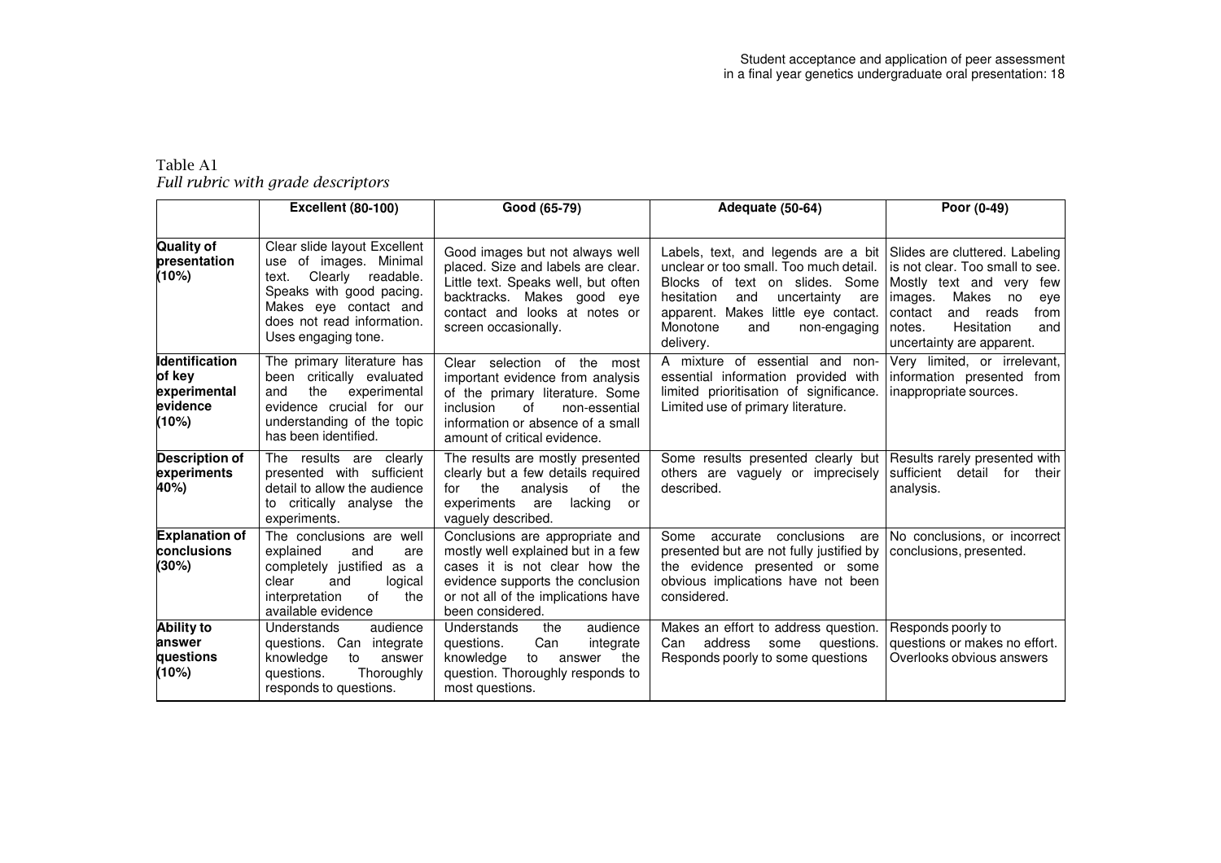Table A1
*Full rubric with grade descriptors*

| | Excellent (80-100) | Good (65-79) | Adequate (50-64) | Poor (0-49) |
|---|---|---|---|---|
| **Quality of presentation (10%)** | Clear slide layout Excellent use of images. Minimal text. Clearly readable. Speaks with good pacing. Makes eye contact and does not read information. Uses engaging tone. | Good images but not always well placed. Size and labels are clear. Little text. Speaks well, but often backtracks. Makes good eye contact and looks at notes or screen occasionally. | Labels, text, and legends are a bit unclear or too small. Too much detail. Blocks of text on slides. Some hesitation and uncertainty are apparent. Makes little eye contact. Monotone and non-engaging delivery. | Slides are cluttered. Labeling is not clear. Too small to see. Mostly text and very few images. Makes no eye contact and reads from notes. Hesitation and uncertainty are apparent. |
| **Identification of key experimental evidence (10%)** | The primary literature has been critically evaluated and the experimental evidence crucial for our understanding of the topic has been identified. | Clear selection of the most important evidence from analysis of the primary literature. Some inclusion of non-essential information or absence of a small amount of critical evidence. | A mixture of essential and non-essential information provided with limited prioritisation of significance. Limited use of primary literature. | Very limited, or irrelevant, information presented from inappropriate sources. |
| **Description of experiments 40%)** | The results are clearly presented with sufficient detail to allow the audience to critically analyse the experiments. | The results are mostly presented clearly but a few details required for the analysis of the experiments are lacking or vaguely described. | Some results presented clearly but others are vaguely or imprecisely described. | Results rarely presented with sufficient detail for their analysis. |
| **Explanation of conclusions (30%)** | The conclusions are well explained and are completely justified as a clear and logical interpretation of the available evidence | Conclusions are appropriate and mostly well explained but in a few cases it is not clear how the evidence supports the conclusion or not all of the implications have been considered. | Some accurate conclusions are presented but are not fully justified by the evidence presented or some obvious implications have not been considered. | No conclusions, or incorrect conclusions, presented. |
| **Ability to answer questions (10%)** | Understands audience questions. Can integrate knowledge to answer questions. Thoroughly responds to questions. | Understands the audience questions. Can integrate knowledge to answer the question. Thoroughly responds to most questions. | Makes an effort to address question. Can address some questions. Responds poorly to some questions | Responds poorly to questions or makes no effort. Overlooks obvious answers |